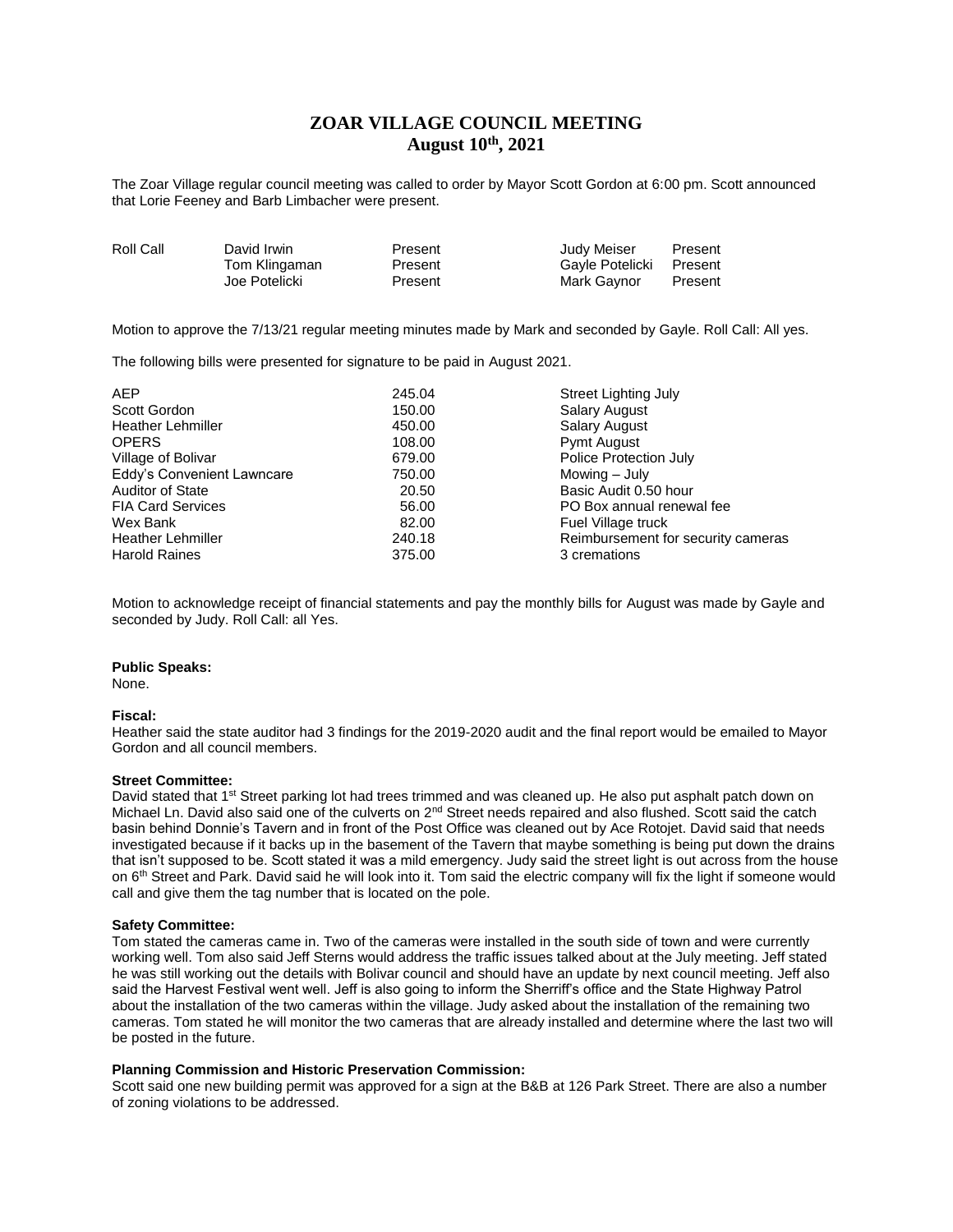# ZOAR VILLAGE COUNCIL MEETING
## August 10th, 2021

The Zoar Village regular council meeting was called to order by Mayor Scott Gordon at 6:00 pm. Scott announced that Lorie Feeney and Barb Limbacher were present.

| Roll Call | David Irwin | Present | Judy Meiser | Present |
|---|---|---|---|---|
| | Tom Klingaman | Present | Gayle Potelicki | Present |
| | Joe Potelicki | Present | Mark Gaynor | Present |

Motion to approve the 7/13/21 regular meeting minutes made by Mark and seconded by Gayle. Roll Call: All yes.

The following bills were presented for signature to be paid in August 2021.

| | | |
|---|---|---|
| AEP | 245.04 | Street Lighting July |
| Scott Gordon | 150.00 | Salary August |
| Heather Lehmiller | 450.00 | Salary August |
| OPERS | 108.00 | Pymt August |
| Village of Bolivar | 679.00 | Police Protection July |
| Eddy's Convenient Lawncare | 750.00 | Mowing – July |
| Auditor of State | 20.50 | Basic Audit 0.50 hour |
| FIA Card Services | 56.00 | PO Box annual renewal fee |
| Wex Bank | 82.00 | Fuel Village truck |
| Heather Lehmiller | 240.18 | Reimbursement for security cameras |
| Harold Raines | 375.00 | 3 cremations |

Motion to acknowledge receipt of financial statements and pay the monthly bills for August was made by Gayle and seconded by Judy. Roll Call: all Yes.

**Public Speaks:**
None.

**Fiscal:**
Heather said the state auditor had 3 findings for the 2019-2020 audit and the final report would be emailed to Mayor Gordon and all council members.

**Street Committee:**
David stated that 1st Street parking lot had trees trimmed and was cleaned up. He also put asphalt patch down on Michael Ln. David also said one of the culverts on 2nd Street needs repaired and also flushed. Scott said the catch basin behind Donnie's Tavern and in front of the Post Office was cleaned out by Ace Rotojet. David said that needs investigated because if it backs up in the basement of the Tavern that maybe something is being put down the drains that isn't supposed to be. Scott stated it was a mild emergency. Judy said the street light is out across from the house on 6th Street and Park. David said he will look into it. Tom said the electric company will fix the light if someone would call and give them the tag number that is located on the pole.

**Safety Committee:**
Tom stated the cameras came in. Two of the cameras were installed in the south side of town and were currently working well. Tom also said Jeff Sterns would address the traffic issues talked about at the July meeting. Jeff stated he was still working out the details with Bolivar council and should have an update by next council meeting. Jeff also said the Harvest Festival went well. Jeff is also going to inform the Sherriff's office and the State Highway Patrol about the installation of the two cameras within the village. Judy asked about the installation of the remaining two cameras. Tom stated he will monitor the two cameras that are already installed and determine where the last two will be posted in the future.

**Planning Commission and Historic Preservation Commission:**
Scott said one new building permit was approved for a sign at the B&B at 126 Park Street. There are also a number of zoning violations to be addressed.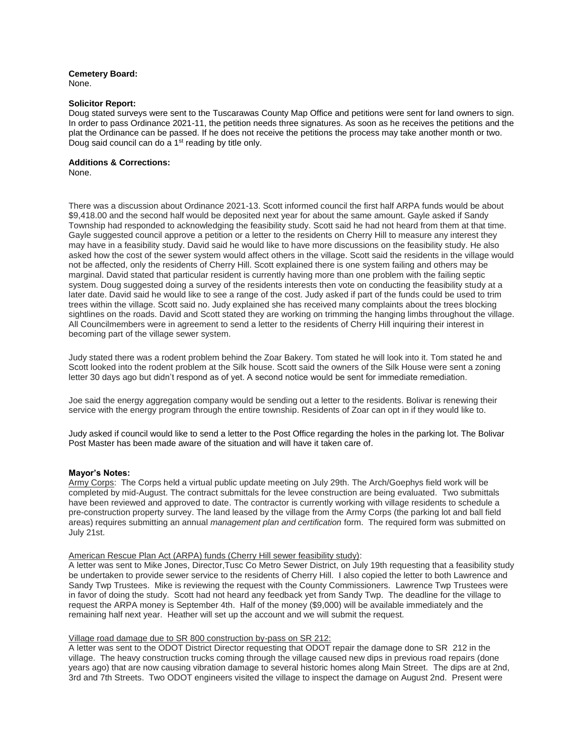**Cemetery Board:**
None.

**Solicitor Report:**
Doug stated surveys were sent to the Tuscarawas County Map Office and petitions were sent for land owners to sign. In order to pass Ordinance 2021-11, the petition needs three signatures. As soon as he receives the petitions and the plat the Ordinance can be passed. If he does not receive the petitions the process may take another month or two. Doug said council can do a 1st reading by title only.

**Additions & Corrections:**
None.

There was a discussion about Ordinance 2021-13. Scott informed council the first half ARPA funds would be about $9,418.00 and the second half would be deposited next year for about the same amount. Gayle asked if Sandy Township had responded to acknowledging the feasibility study. Scott said he had not heard from them at that time. Gayle suggested council approve a petition or a letter to the residents on Cherry Hill to measure any interest they may have in a feasibility study. David said he would like to have more discussions on the feasibility study. He also asked how the cost of the sewer system would affect others in the village. Scott said the residents in the village would not be affected, only the residents of Cherry Hill. Scott explained there is one system failing and others may be marginal. David stated that particular resident is currently having more than one problem with the failing septic system. Doug suggested doing a survey of the residents interests then vote on conducting the feasibility study at a later date. David said he would like to see a range of the cost. Judy asked if part of the funds could be used to trim trees within the village. Scott said no. Judy explained she has received many complaints about the trees blocking sightlines on the roads. David and Scott stated they are working on trimming the hanging limbs throughout the village. All Councilmembers were in agreement to send a letter to the residents of Cherry Hill inquiring their interest in becoming part of the village sewer system.

Judy stated there was a rodent problem behind the Zoar Bakery. Tom stated he will look into it. Tom stated he and Scott looked into the rodent problem at the Silk house. Scott said the owners of the Silk House were sent a zoning letter 30 days ago but didn't respond as of yet. A second notice would be sent for immediate remediation.

Joe said the energy aggregation company would be sending out a letter to the residents. Bolivar is renewing their service with the energy program through the entire township. Residents of Zoar can opt in if they would like to.

Judy asked if council would like to send a letter to the Post Office regarding the holes in the parking lot. The Bolivar Post Master has been made aware of the situation and will have it taken care of.

**Mayor's Notes:**
Army Corps: The Corps held a virtual public update meeting on July 29th. The Arch/Goephys field work will be completed by mid-August. The contract submittals for the levee construction are being evaluated. Two submittals have been reviewed and approved to date. The contractor is currently working with village residents to schedule a pre-construction property survey. The land leased by the village from the Army Corps (the parking lot and ball field areas) requires submitting an annual *management plan and certification* form. The required form was submitted on July 21st.

American Rescue Plan Act (ARPA) funds (Cherry Hill sewer feasibility study):
A letter was sent to Mike Jones, Director,Tusc Co Metro Sewer District, on July 19th requesting that a feasibility study be undertaken to provide sewer service to the residents of Cherry Hill. I also copied the letter to both Lawrence and Sandy Twp Trustees. Mike is reviewing the request with the County Commissioners. Lawrence Twp Trustees were in favor of doing the study. Scott had not heard any feedback yet from Sandy Twp. The deadline for the village to request the ARPA money is September 4th. Half of the money ($9,000) will be available immediately and the remaining half next year. Heather will set up the account and we will submit the request.

Village road damage due to SR 800 construction by-pass on SR 212:
A letter was sent to the ODOT District Director requesting that ODOT repair the damage done to SR 212 in the village. The heavy construction trucks coming through the village caused new dips in previous road repairs (done years ago) that are now causing vibration damage to several historic homes along Main Street. The dips are at 2nd, 3rd and 7th Streets. Two ODOT engineers visited the village to inspect the damage on August 2nd. Present were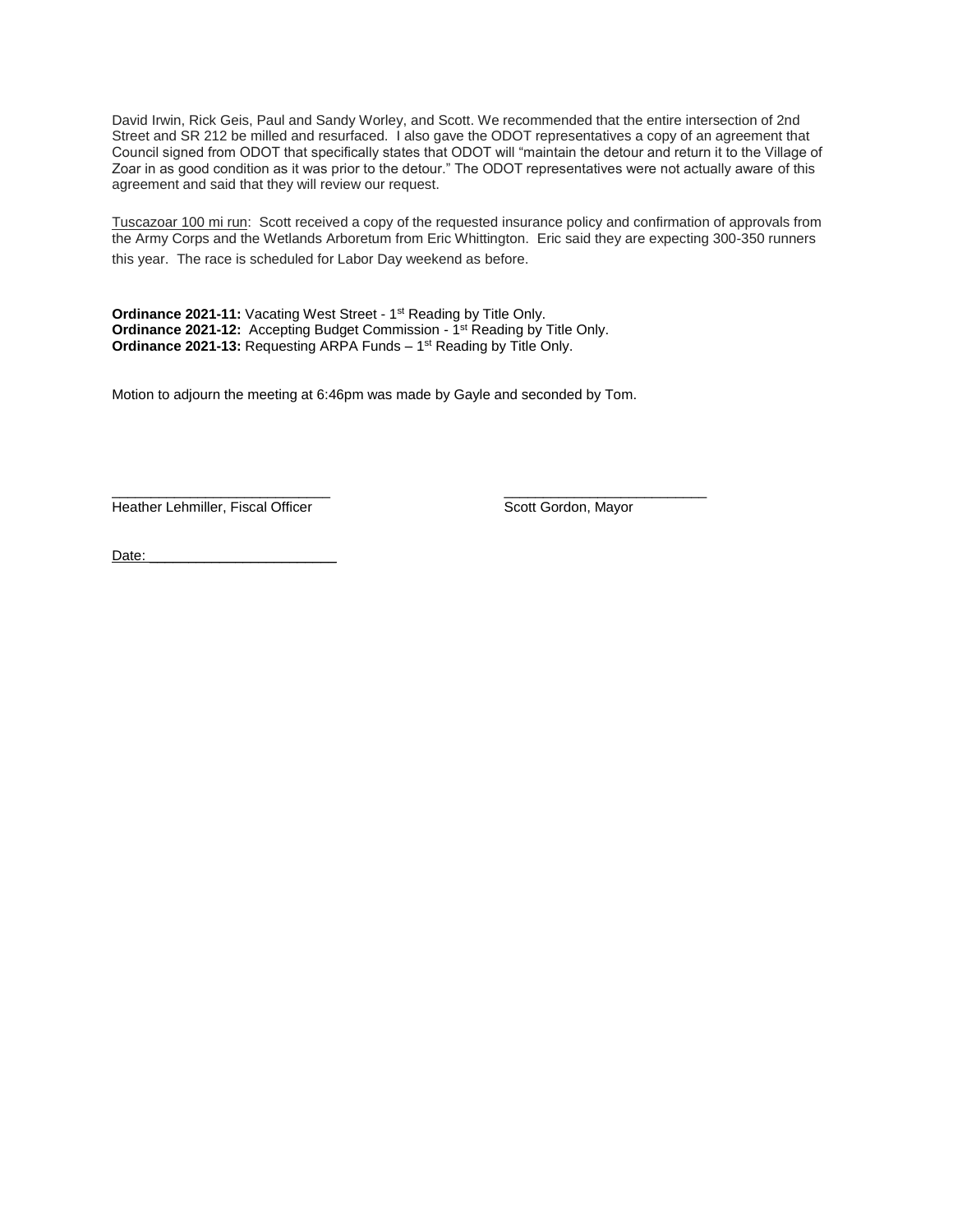David Irwin, Rick Geis, Paul and Sandy Worley, and Scott. We recommended that the entire intersection of 2nd Street and SR 212 be milled and resurfaced. I also gave the ODOT representatives a copy of an agreement that Council signed from ODOT that specifically states that ODOT will "maintain the detour and return it to the Village of Zoar in as good condition as it was prior to the detour." The ODOT representatives were not actually aware of this agreement and said that they will review our request.

<u>Tuscazoar 100 mi run</u>: Scott received a copy of the requested insurance policy and confirmation of approvals from the Army Corps and the Wetlands Arboretum from Eric Whittington. Eric said they are expecting 300-350 runners this year. The race is scheduled for Labor Day weekend as before.

**Ordinance 2021-11:** Vacating West Street - 1st Reading by Title Only.
**Ordinance 2021-12:** Accepting Budget Commission - 1st Reading by Title Only.
**Ordinance 2021-13:** Requesting ARPA Funds – 1st Reading by Title Only.

Motion to adjourn the meeting at 6:46pm was made by Gayle and seconded by Tom.

\_\_\_\_\_\_\_\_\_\_\_\_\_\_\_\_\_\_\_\_\_\_\_\_\_\_\_\_ \_\_\_\_\_\_\_\_\_\_\_\_\_\_\_\_\_\_\_\_\_\_\_\_\_\_

Heather Lehmiller, Fiscal Officer Scott Gordon, Mayor

Date:\_\_\_\_\_\_\_\_\_\_\_\_\_\_\_\_\_\_\_\_\_\_\_\_